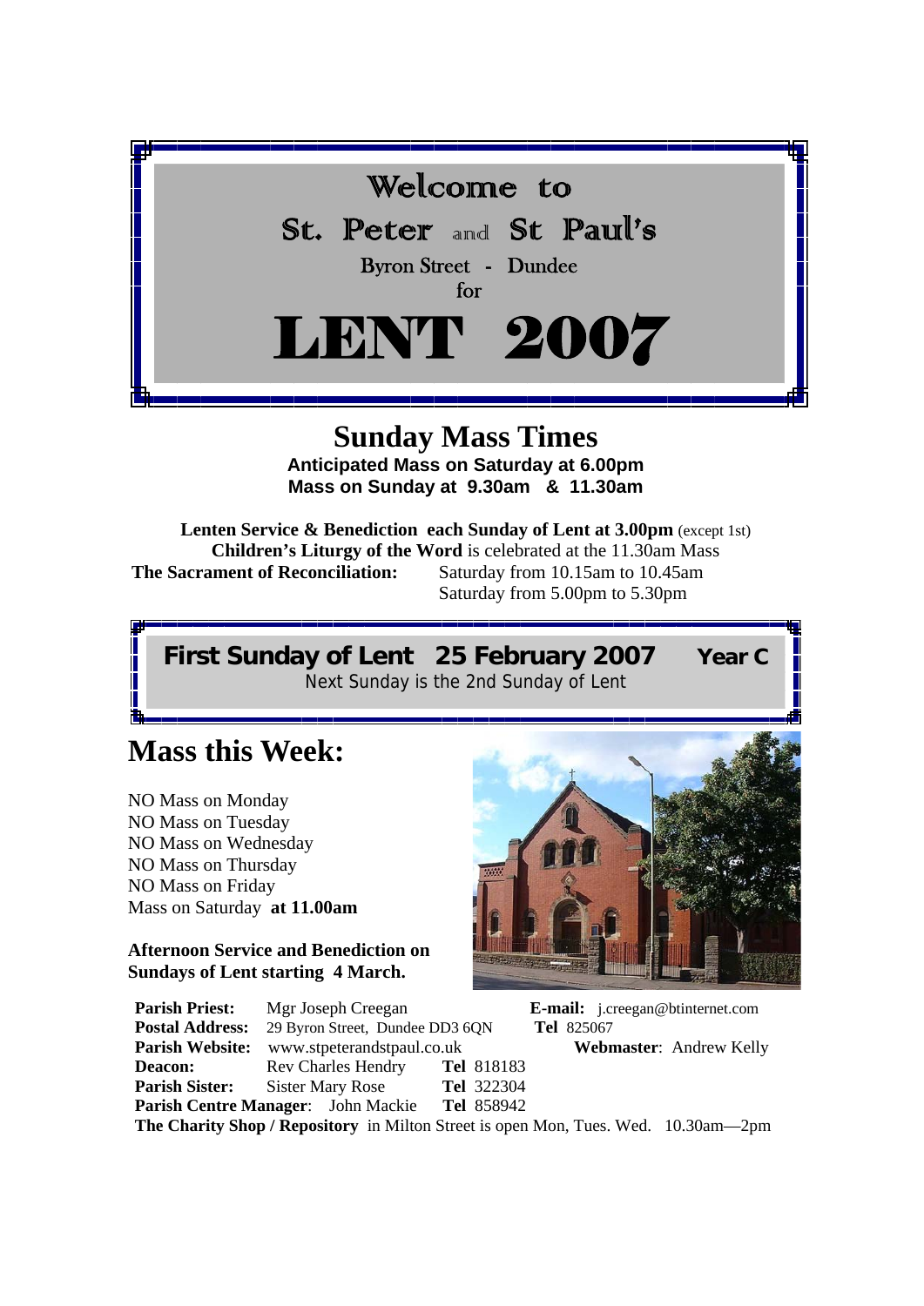# Welcome to

# St. Peter and St Paul's

Byron Street - Dundee

for

# LENT 2007

## Sunday Mass Times

**Anticipated Mass on Saturday at 6.00pm**

**Mass on Sunday at 9.30am & 11.30am**

**Lenten Service & Benediction each Sunday of Lent at 3.00pm** (except 1st)

**Children's Liturgy of the Word** is celebrated at the 11.30am Mass

**The Sacrament of Reconciliation:** Saturday from 10.15am to 10.45am
Saturday from 5.00pm to 5.30pm

## First Sunday of Lent 25 February 2007 Year C

Next Sunday is the 2nd Sunday of Lent

## Mass this Week:

NO Mass on Monday
NO Mass on Tuesday
NO Mass on Wednesday
NO Mass on Thursday
NO Mass on Friday
Mass on Saturday **at 11.00am**

**Afternoon Service and Benediction on Sundays of Lent starting 4 March.**

**Parish Priest:** Mgr Joseph Creegan **E-mail:** j.creegan@btinternet.com
**Postal Address:** 29 Byron Street, Dundee DD3 6QN **Tel** 825067
**Parish Website:** www.stpeterandstpaul.co.uk **Webmaster**: Andrew Kelly
**Deacon:** Rev Charles Hendry **Tel** 818183
**Parish Sister:** Sister Mary Rose **Tel** 322304
**Parish Centre Manager**: John Mackie **Tel** 858942
**The Charity Shop / Repository** in Milton Street is open Mon, Tues. Wed. 10.30am—2pm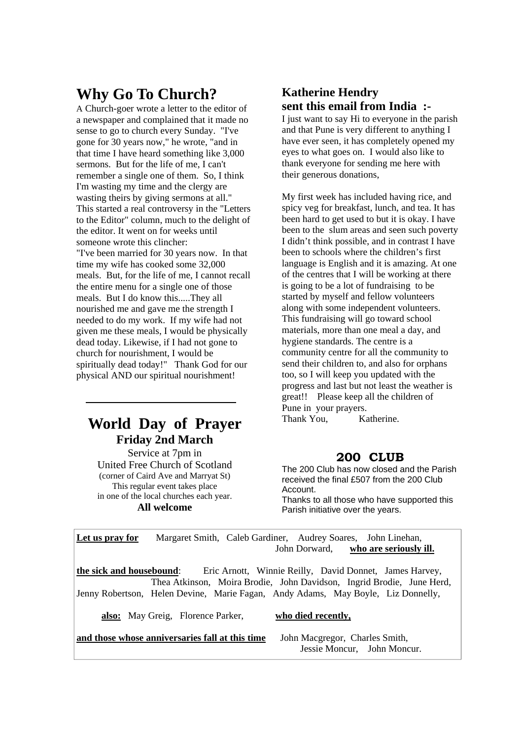## Why Go To Church?

A Church-goer wrote a letter to the editor of a newspaper and complained that it made no sense to go to church every Sunday. "I've gone for 30 years now," he wrote, "and in that time I have heard something like 3,000 sermons. But for the life of me, I can't remember a single one of them. So, I think I'm wasting my time and the clergy are wasting theirs by giving sermons at all." This started a real controversy in the "Letters to the Editor" column, much to the delight of the editor. It went on for weeks until someone wrote this clincher:

"I've been married for 30 years now. In that time my wife has cooked some 32,000 meals. But, for the life of me, I cannot recall the entire menu for a single one of those meals. But I do know this.....They all nourished me and gave me the strength I needed to do my work. If my wife had not given me these meals, I would be physically dead today. Likewise, if I had not gone to church for nourishment, I would be spiritually dead today!" Thank God for our physical AND our spiritual nourishment!

---

## World Day of Prayer

### Friday 2nd March

Service at 7pm in
United Free Church of Scotland
(corner of Caird Ave and Marryat St)
This regular event takes place
in one of the local churches each year.
**All welcome**

### Katherine Hendry sent this email from India :-

I just want to say Hi to everyone in the parish and that Pune is very different to anything I have ever seen, it has completely opened my eyes to what goes on. I would also like to thank everyone for sending me here with their generous donations,

My first week has included having rice, and spicy veg for breakfast, lunch, and tea. It has been hard to get used to but it is okay. I have been to the slum areas and seen such poverty I didn't think possible, and in contrast I have been to schools where the children's first language is English and it is amazing. At one of the centres that I will be working at there is going to be a lot of fundraising to be started by myself and fellow volunteers along with some independent volunteers. This fundraising will go toward school materials, more than one meal a day, and hygiene standards. The centre is a community centre for all the community to send their children to, and also for orphans too, so I will keep you updated with the progress and last but not least the weather is great!! Please keep all the children of Pune in your prayers.

Thank You, Katherine.

### 200 CLUB

The 200 Club has now closed and the Parish received the final £507 from the 200 Club Account.

Thanks to all those who have supported this Parish initiative over the years.

---

**Let us pray for** Margaret Smith, Caleb Gardiner, Audrey Soares, John Linehan, John Dorward, **who are seriously ill.**

**the sick and housebound**: Eric Arnott, Winnie Reilly, David Donnet, James Harvey, Thea Atkinson, Moira Brodie, John Davidson, Ingrid Brodie, June Herd, Jenny Robertson, Helen Devine, Marie Fagan, Andy Adams, May Boyle, Liz Donnelly,

**also:** May Greig, Florence Parker, **who died recently,**

**and those whose anniversaries fall at this time** John Macgregor, Charles Smith, Jessie Moncur, John Moncur.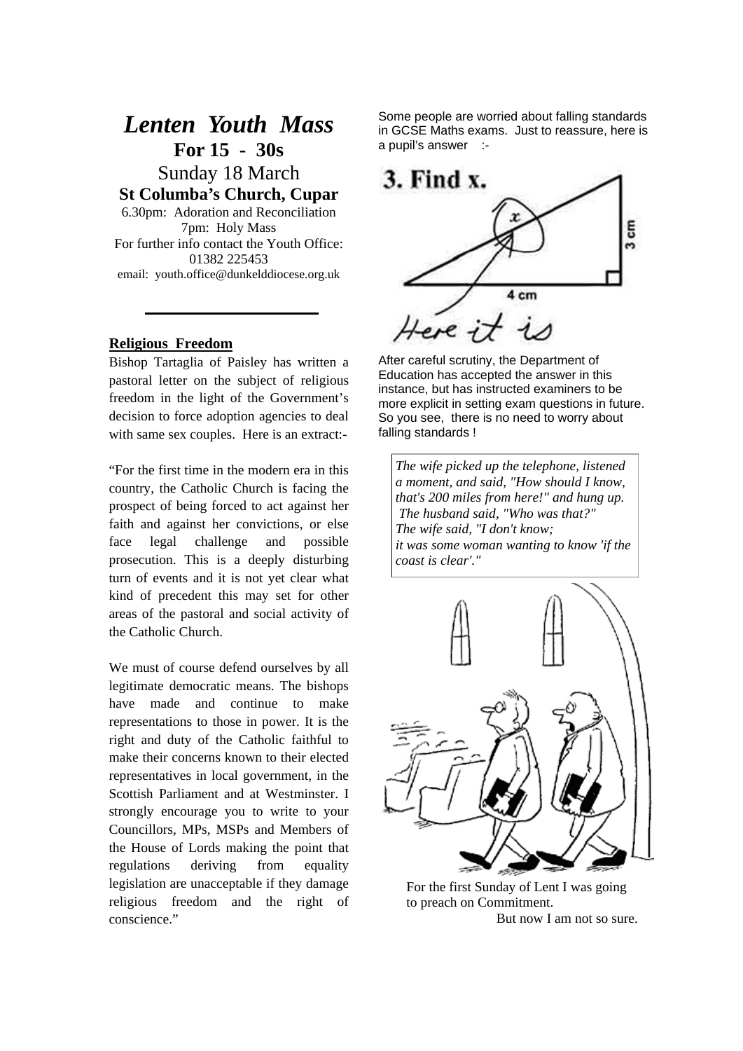# *Lenten Youth Mass*

**For 15 - 30s**

Sunday 18 March

**St Columba's Church, Cupar**

6.30pm: Adoration and Reconciliation

7pm: Holy Mass

For further info contact the Youth Office:

01382 225453

email: youth.office@dunkelddiocese.org.uk

---

**Religious Freedom**

Bishop Tartaglia of Paisley has written a pastoral letter on the subject of religious freedom in the light of the Government's decision to force adoption agencies to deal with same sex couples. Here is an extract:-

"For the first time in the modern era in this country, the Catholic Church is facing the prospect of being forced to act against her faith and against her convictions, or else face legal challenge and possible prosecution. This is a deeply disturbing turn of events and it is not yet clear what kind of precedent this may set for other areas of the pastoral and social activity of the Catholic Church.

We must of course defend ourselves by all legitimate democratic means. The bishops have made and continue to make representations to those in power. It is the right and duty of the Catholic faithful to make their concerns known to their elected representatives in local government, in the Scottish Parliament and at Westminster. I strongly encourage you to write to your Councillors, MPs, MSPs and Members of the House of Lords making the point that regulations deriving from equality legislation are unacceptable if they damage religious freedom and the right of conscience."

Some people are worried about falling standards in GCSE Maths exams. Just to reassure, here is a pupil's answer :-

After careful scrutiny, the Department of Education has accepted the answer in this instance, but has instructed examiners to be more explicit in setting exam questions in future. So you see, there is no need to worry about falling standards !

*The wife picked up the telephone, listened a moment, and said, "How should I know, that's 200 miles from here!" and hung up. The husband said, "Who was that?" The wife said, "I don't know; it was some woman wanting to know 'if the coast is clear'."*

For the first Sunday of Lent I was going to preach on Commitment.

But now I am not so sure.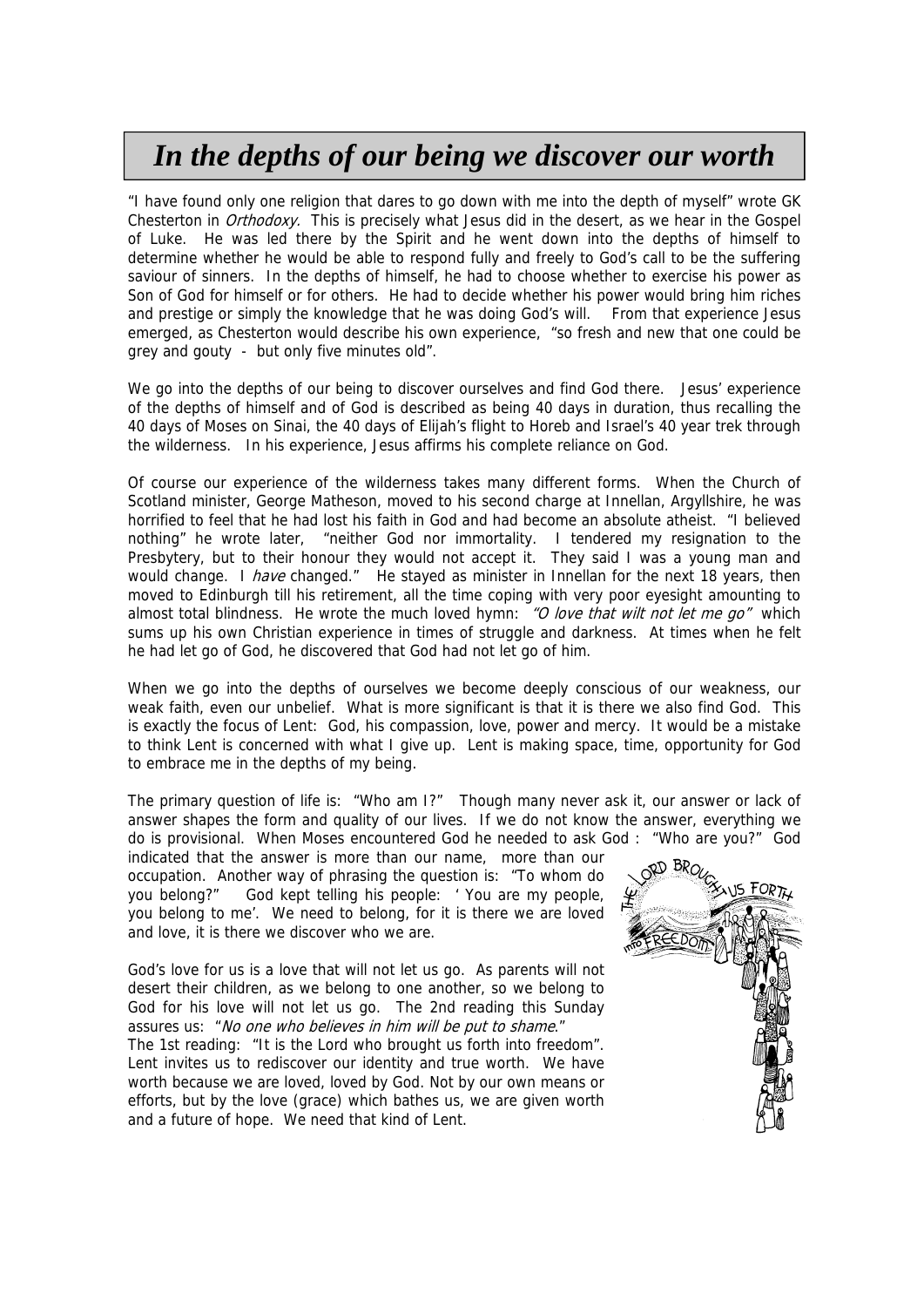# *In the depths of our being we discover our worth*

"I have found only one religion that dares to go down with me into the depth of myself" wrote GK Chesterton in *Orthodoxy.* This is precisely what Jesus did in the desert, as we hear in the Gospel of Luke. He was led there by the Spirit and he went down into the depths of himself to determine whether he would be able to respond fully and freely to God's call to be the suffering saviour of sinners. In the depths of himself, he had to choose whether to exercise his power as Son of God for himself or for others. He had to decide whether his power would bring him riches and prestige or simply the knowledge that he was doing God's will. From that experience Jesus emerged, as Chesterton would describe his own experience, "so fresh and new that one could be grey and gouty - but only five minutes old".

We go into the depths of our being to discover ourselves and find God there. Jesus' experience of the depths of himself and of God is described as being 40 days in duration, thus recalling the 40 days of Moses on Sinai, the 40 days of Elijah's flight to Horeb and Israel's 40 year trek through the wilderness. In his experience, Jesus affirms his complete reliance on God.

Of course our experience of the wilderness takes many different forms. When the Church of Scotland minister, George Matheson, moved to his second charge at Innellan, Argyllshire, he was horrified to feel that he had lost his faith in God and had become an absolute atheist. "I believed nothing" he wrote later, "neither God nor immortality. I tendered my resignation to the Presbytery, but to their honour they would not accept it. They said I was a young man and would change. I *have* changed." He stayed as minister in Innellan for the next 18 years, then moved to Edinburgh till his retirement, all the time coping with very poor eyesight amounting to almost total blindness. He wrote the much loved hymn: *"O love that wilt not let me go"* which sums up his own Christian experience in times of struggle and darkness. At times when he felt he had let go of God, he discovered that God had not let go of him.

When we go into the depths of ourselves we become deeply conscious of our weakness, our weak faith, even our unbelief. What is more significant is that it is there we also find God. This is exactly the focus of Lent: God, his compassion, love, power and mercy. It would be a mistake to think Lent is concerned with what I give up. Lent is making space, time, opportunity for God to embrace me in the depths of my being.

The primary question of life is: "Who am I?" Though many never ask it, our answer or lack of answer shapes the form and quality of our lives. If we do not know the answer, everything we do is provisional. When Moses encountered God he needed to ask God : "Who are you?" God indicated that the answer is more than our name, more than our occupation. Another way of phrasing the question is: "To whom do you belong?" God kept telling his people: ' You are my people, you belong to me'. We need to belong, for it is there we are loved and love, it is there we discover who we are.

God's love for us is a love that will not let us go. As parents will not desert their children, as we belong to one another, so we belong to God for his love will not let us go. The 2nd reading this Sunday assures us: "*No one who believes in him will be put to shame*."
The 1st reading: "It is the Lord who brought us forth into freedom". Lent invites us to rediscover our identity and true worth. We have worth because we are loved, loved by God. Not by our own means or efforts, but by the love (grace) which bathes us, we are given worth and a future of hope. We need that kind of Lent.

THE LORD BROUGHT US FORTH into FREEDOM